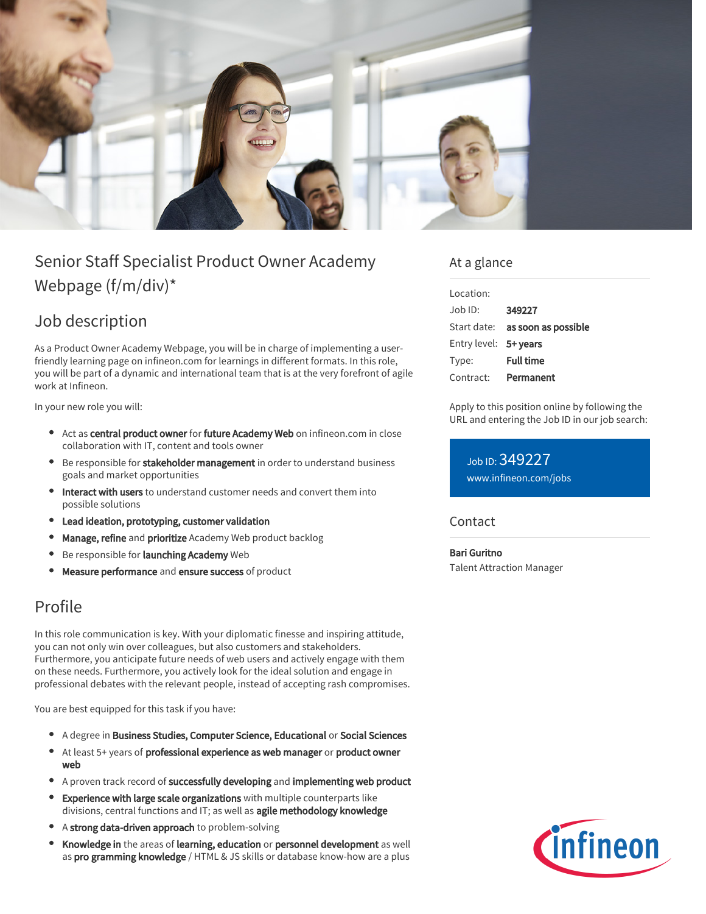# Senior Staff Specialist Product Owner Academy Webpage (f/m/div)*

## Job description

As a Product Owner Academy Webpage, you will be in charge of implementing a user-friendly learning page on infineon.com for learnings in different formats. In this role, you will be part of a dynamic and international team that is at the very forefront of agile work at Infineon.

In your new role you will:

- Act as **central product owner** for **future Academy Web** on infineon.com in close collaboration with IT, content and tools owner
- Be responsible for **stakeholder management** in order to understand business goals and market opportunities
- **Interact with users** to understand customer needs and convert them into possible solutions
- **Lead ideation, prototyping, customer validation**
- **Manage, refine** and **prioritize** Academy Web product backlog
- Be responsible for **launching Academy** Web
- **Measure performance** and **ensure success** of product

## Profile

In this role communication is key. With your diplomatic finesse and inspiring attitude, you can not only win over colleagues, but also customers and stakeholders. Furthermore, you anticipate future needs of web users and actively engage with them on these needs. Furthermore, you actively look for the ideal solution and engage in professional debates with the relevant people, instead of accepting rash compromises.

You are best equipped for this task if you have:

- A degree in **Business Studies, Computer Science, Educational** or **Social Sciences**
- At least 5+ years of **professional experience as web manager** or **product owner web**
- A proven track record of **successfully developing** and **implementing web product**
- **Experience with large scale organizations** with multiple counterparts like divisions, central functions and IT; as well as **agile methodology knowledge**
- A **strong data-driven approach** to problem-solving
- **Knowledge in** the areas of **learning, education** or **personnel development** as well as **pro gramming knowledge** / HTML & JS skills or database know-how are a plus

## At a glance

| | |
|---|---|
| Location: | |
| Job ID: | **349227** |
| Start date: | **as soon as possible** |
| Entry level: | **5+ years** |
| Type: | **Full time** |
| Contract: | **Permanent** |

Apply to this position online by following the URL and entering the Job ID in our job search:

Job ID: 349227
www.infineon.com/jobs

## Contact

**Bari Guritno**
Talent Attraction Manager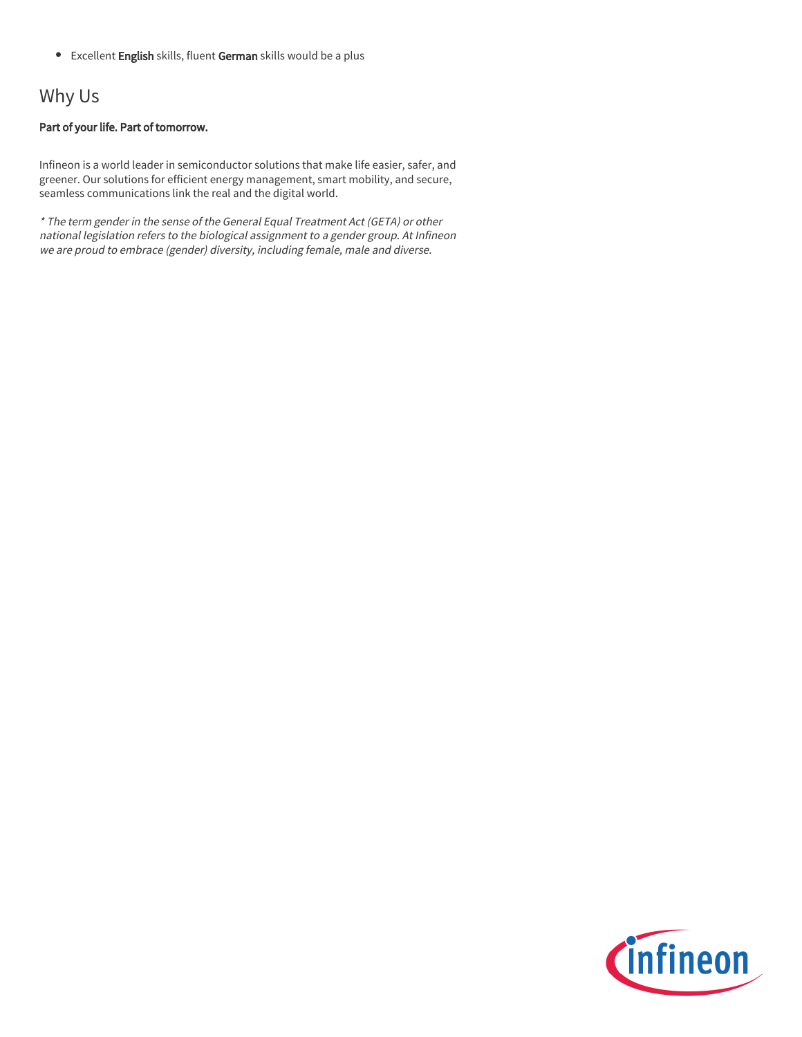- Excellent **English** skills, fluent **German** skills would be a plus

## Why Us

**Part of your life. Part of tomorrow.**

Infineon is a world leader in semiconductor solutions that make life easier, safer, and greener. Our solutions for efficient energy management, smart mobility, and secure, seamless communications link the real and the digital world.

*\* The term gender in the sense of the General Equal Treatment Act (GETA) or other national legislation refers to the biological assignment to a gender group. At Infineon we are proud to embrace (gender) diversity, including female, male and diverse.*